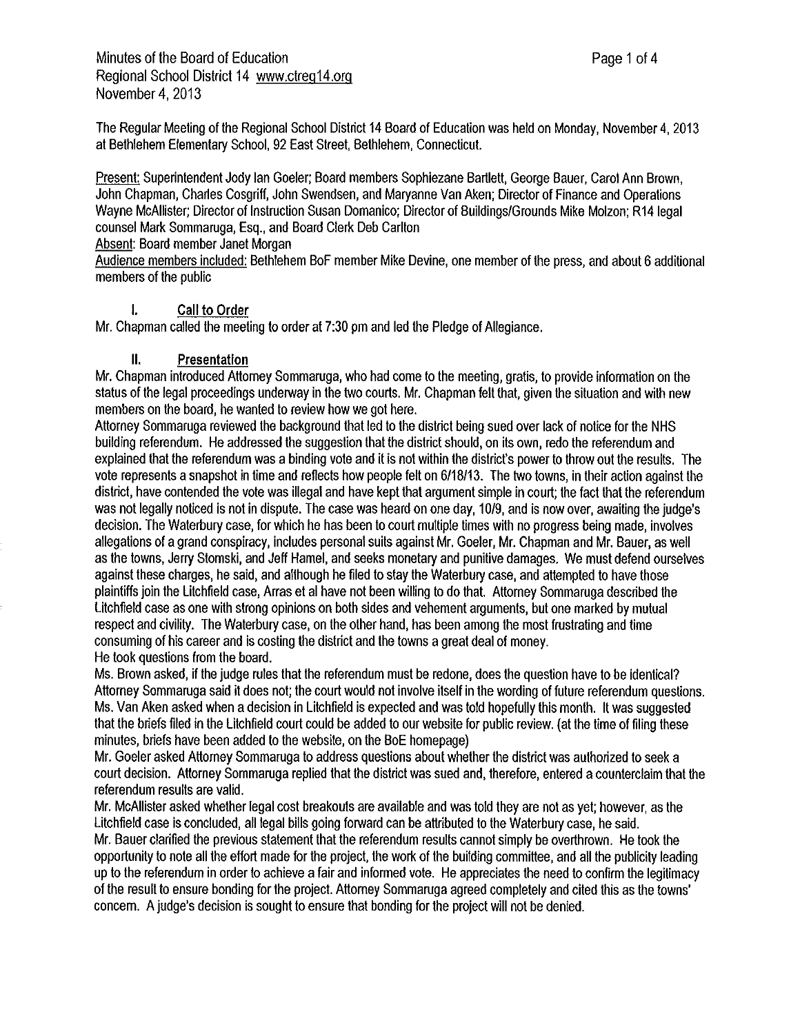Minutes of the Board of Education
Regional School District 14 www.ctreg14.org
November 4, 2013

The Regular Meeting of the Regional School District 14 Board of Education was held on Monday, November 4, 2013 at Bethlehem Elementary School, 92 East Street, Bethlehem, Connecticut.

Present: Superintendent Jody Ian Goeler; Board members Sophiezane Bartlett, George Bauer, Carol Ann Brown, John Chapman, Charles Cosgriff, John Swendsen, and Maryanne Van Aken; Director of Finance and Operations Wayne McAllister; Director of Instruction Susan Domanico; Director of Buildings/Grounds Mike Molzon; R14 legal counsel Mark Sommaruga, Esq., and Board Clerk Deb Carlton

Absent: Board member Janet Morgan

Audience members included: Bethlehem BoF member Mike Devine, one member of the press, and about 6 additional members of the public

## I. Call to Order

Mr. Chapman called the meeting to order at 7:30 pm and led the Pledge of Allegiance.

## II. Presentation

Mr. Chapman introduced Attorney Sommaruga, who had come to the meeting, gratis, to provide information on the status of the legal proceedings underway in the two courts. Mr. Chapman felt that, given the situation and with new members on the board, he wanted to review how we got here.

Attorney Sommaruga reviewed the background that led to the district being sued over lack of notice for the NHS building referendum. He addressed the suggestion that the district should, on its own, redo the referendum and explained that the referendum was a binding vote and it is not within the district's power to throw out the results. The vote represents a snapshot in time and reflects how people felt on 6/18/13. The two towns, in their action against the district, have contended the vote was illegal and have kept that argument simple in court; the fact that the referendum was not legally noticed is not in dispute. The case was heard on one day, 10/9, and is now over, awaiting the judge's decision. The Waterbury case, for which he has been to court multiple times with no progress being made, involves allegations of a grand conspiracy, includes personal suits against Mr. Goeler, Mr. Chapman and Mr. Bauer, as well as the towns, Jerry Stomski, and Jeff Hamel, and seeks monetary and punitive damages. We must defend ourselves against these charges, he said, and although he filed to stay the Waterbury case, and attempted to have those plaintiffs join the Litchfield case, Arras et al have not been willing to do that. Attorney Sommaruga described the Litchfield case as one with strong opinions on both sides and vehement arguments, but one marked by mutual respect and civility. The Waterbury case, on the other hand, has been among the most frustrating and time consuming of his career and is costing the district and the towns a great deal of money.

He took questions from the board.

Ms. Brown asked, if the judge rules that the referendum must be redone, does the question have to be identical? Attorney Sommaruga said it does not; the court would not involve itself in the wording of future referendum questions. Ms. Van Aken asked when a decision in Litchfield is expected and was told hopefully this month. It was suggested that the briefs filed in the Litchfield court could be added to our website for public review. (at the time of filing these minutes, briefs have been added to the website, on the BoE homepage)

Mr. Goeler asked Attorney Sommaruga to address questions about whether the district was authorized to seek a court decision. Attorney Sommaruga replied that the district was sued and, therefore, entered a counterclaim that the referendum results are valid.

Mr. McAllister asked whether legal cost breakouts are available and was told they are not as yet; however, as the Litchfield case is concluded, all legal bills going forward can be attributed to the Waterbury case, he said.

Mr. Bauer clarified the previous statement that the referendum results cannot simply be overthrown. He took the opportunity to note all the effort made for the project, the work of the building committee, and all the publicity leading up to the referendum in order to achieve a fair and informed vote. He appreciates the need to confirm the legitimacy of the result to ensure bonding for the project. Attorney Sommaruga agreed completely and cited this as the towns' concern. A judge's decision is sought to ensure that bonding for the project will not be denied.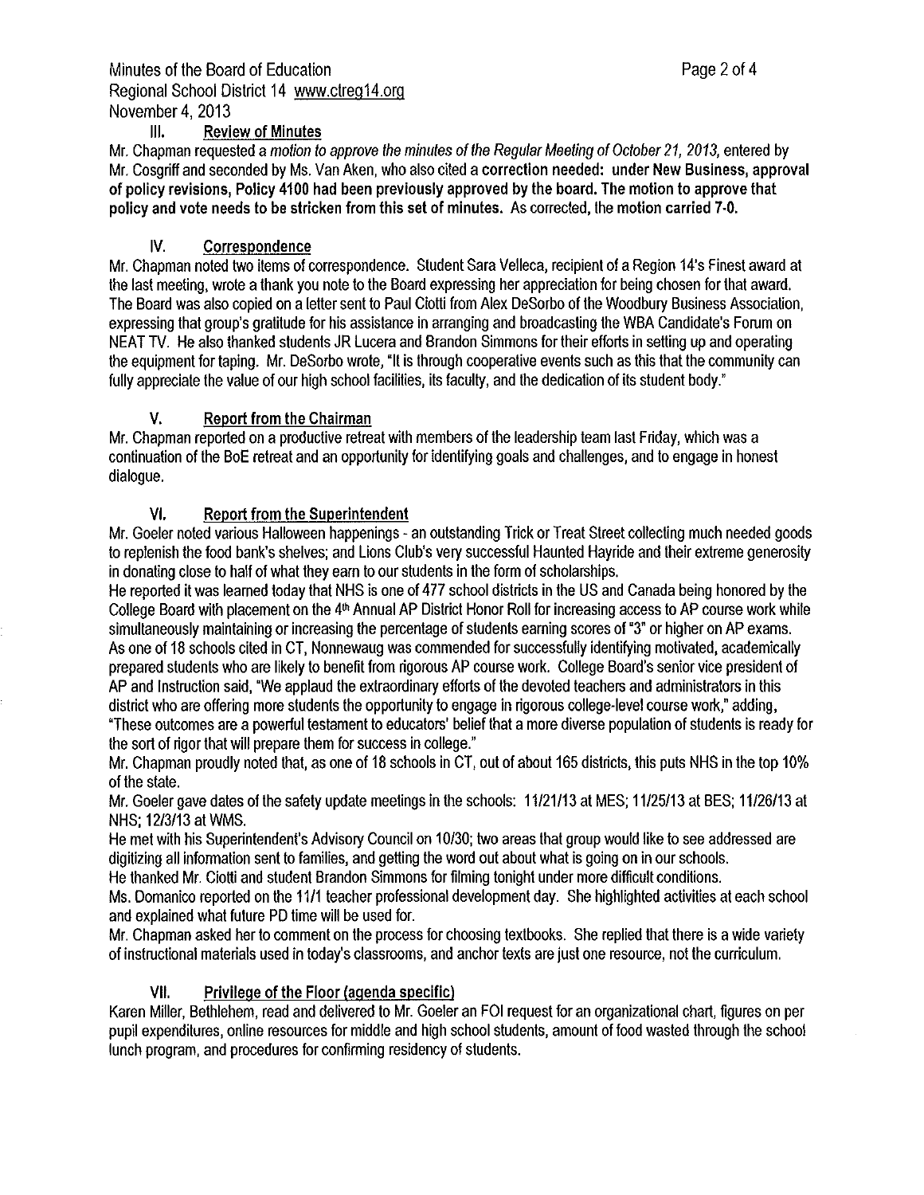### III. Review of Minutes

Mr. Chapman requested a *motion to approve the minutes of the Regular Meeting of October 21, 2013,* entered by Mr. Cosgriff and seconded by Ms. Van Aken, who also cited a **correction needed: under New Business, approval of policy revisions, Policy 4100 had been previously approved by the board. The motion to approve that policy and vote needs to be stricken from this set of minutes.** As corrected, the motion carried 7-0.

### IV. Correspondence

Mr. Chapman noted two items of correspondence. Student Sara Velleca, recipient of a Region 14's Finest award at the last meeting, wrote a thank you note to the Board expressing her appreciation for being chosen for that award. The Board was also copied on a letter sent to Paul Ciotti from Alex DeSorbo of the Woodbury Business Association, expressing that group's gratitude for his assistance in arranging and broadcasting the WBA Candidate's Forum on NEAT TV. He also thanked students JR Lucera and Brandon Simmons for their efforts in setting up and operating the equipment for taping. Mr. DeSorbo wrote, "It is through cooperative events such as this that the community can fully appreciate the value of our high school facilities, its faculty, and the dedication of its student body."

### V. Report from the Chairman

Mr. Chapman reported on a productive retreat with members of the leadership team last Friday, which was a continuation of the BoE retreat and an opportunity for identifying goals and challenges, and to engage in honest dialogue.

### VI. Report from the Superintendent

Mr. Goeler noted various Halloween happenings - an outstanding Trick or Treat Street collecting much needed goods to replenish the food bank's shelves; and Lions Club's very successful Haunted Hayride and their extreme generosity in donating close to half of what they earn to our students in the form of scholarships.

He reported it was learned today that NHS is one of 477 school districts in the US and Canada being honored by the College Board with placement on the 4th Annual AP District Honor Roll for increasing access to AP course work while simultaneously maintaining or increasing the percentage of students earning scores of "3" or higher on AP exams. As one of 18 schools cited in CT, Nonnewaug was commended for successfully identifying motivated, academically prepared students who are likely to benefit from rigorous AP course work. College Board's senior vice president of AP and Instruction said, "We applaud the extraordinary efforts of the devoted teachers and administrators in this district who are offering more students the opportunity to engage in rigorous college-level course work," adding, "These outcomes are a powerful testament to educators' belief that a more diverse population of students is ready for the sort of rigor that will prepare them for success in college."

Mr. Chapman proudly noted that, as one of 18 schools in CT, out of about 165 districts, this puts NHS in the top 10% of the state.

Mr. Goeler gave dates of the safety update meetings in the schools: 11/21/13 at MES; 11/25/13 at BES; 11/26/13 at NHS; 12/3/13 at WMS.

He met with his Superintendent's Advisory Council on 10/30; two areas that group would like to see addressed are digitizing all information sent to families, and getting the word out about what is going on in our schools.

He thanked Mr. Ciotti and student Brandon Simmons for filming tonight under more difficult conditions.

Ms. Domanico reported on the 11/1 teacher professional development day. She highlighted activities at each school and explained what future PD time will be used for.

Mr. Chapman asked her to comment on the process for choosing textbooks. She replied that there is a wide variety of instructional materials used in today's classrooms, and anchor texts are just one resource, not the curriculum.

### VII. Privilege of the Floor (agenda specific)

Karen Miller, Bethlehem, read and delivered to Mr. Goeler an FOI request for an organizational chart, figures on per pupil expenditures, online resources for middle and high school students, amount of food wasted through the school lunch program, and procedures for confirming residency of students.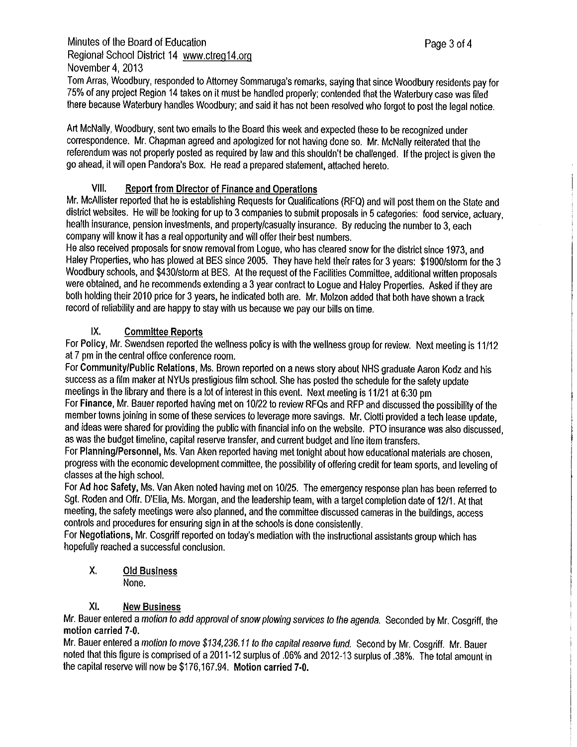Tom Arras, Woodbury, responded to Attorney Sommaruga's remarks, saying that since Woodbury residents pay for 75% of any project Region 14 takes on it must be handled properly; contended that the Waterbury case was filed there because Waterbury handles Woodbury; and said it has not been resolved who forgot to post the legal notice.

Art McNally, Woodbury, sent two emails to the Board this week and expected these to be recognized under correspondence. Mr. Chapman agreed and apologized for not having done so. Mr. McNally reiterated that the referendum was not properly posted as required by law and this shouldn't be challenged. If the project is given the go ahead, it will open Pandora's Box. He read a prepared statement, attached hereto.

## VIII. Report from Director of Finance and Operations

Mr. McAllister reported that he is establishing Requests for Qualifications (RFQ) and will post them on the State and district websites. He will be looking for up to 3 companies to submit proposals in 5 categories: food service, actuary, health insurance, pension investments, and property/casualty insurance. By reducing the number to 3, each company will know it has a real opportunity and will offer their best numbers.

He also received proposals for snow removal from Logue, who has cleared snow for the district since 1973, and Haley Properties, who has plowed at BES since 2005. They have held their rates for 3 years: $1900/storm for the 3 Woodbury schools, and $430/storm at BES. At the request of the Facilities Committee, additional written proposals were obtained, and he recommends extending a 3 year contract to Logue and Haley Properties. Asked if they are both holding their 2010 price for 3 years, he indicated both are. Mr. Molzon added that both have shown a track record of reliability and are happy to stay with us because we pay our bills on time.

## IX. Committee Reports

For **Policy**, Mr. Swendsen reported the wellness policy is with the wellness group for review. Next meeting is 11/12 at 7 pm in the central office conference room.

For **Community/Public Relations**, Ms. Brown reported on a news story about NHS graduate Aaron Kodz and his success as a film maker at NYUs prestigious film school. She has posted the schedule for the safety update meetings in the library and there is a lot of interest in this event. Next meeting is 11/21 at 6:30 pm

For **Finance**, Mr. Bauer reported having met on 10/22 to review RFQs and RFP and discussed the possibility of the member towns joining in some of these services to leverage more savings. Mr. Ciotti provided a tech lease update, and ideas were shared for providing the public with financial info on the website. PTO insurance was also discussed, as was the budget timeline, capital reserve transfer, and current budget and line item transfers.

For **Planning/Personnel**, Ms. Van Aken reported having met tonight about how educational materials are chosen, progress with the economic development committee, the possibility of offering credit for team sports, and leveling of classes at the high school.

For **Ad hoc Safety**, Ms. Van Aken noted having met on 10/25. The emergency response plan has been referred to Sgt. Roden and Offr. D'Elia, Ms. Morgan, and the leadership team, with a target completion date of 12/1. At that meeting, the safety meetings were also planned, and the committee discussed cameras in the buildings, access controls and procedures for ensuring sign in at the schools is done consistently.

For **Negotiations**, Mr. Cosgriff reported on today's mediation with the instructional assistants group which has hopefully reached a successful conclusion.

## X. Old Business

None.

## XI. New Business

Mr. Bauer entered a *motion to add approval of snow plowing services to the agenda.* Seconded by Mr. Cosgriff, the **motion carried 7-0.**

Mr. Bauer entered a *motion to move $134,236.11 to the capital reserve fund.* Second by Mr. Cosgriff. Mr. Bauer noted that this figure is comprised of a 2011-12 surplus of .06% and 2012-13 surplus of .38%. The total amount in the capital reserve will now be $176,167.94. **Motion carried 7-0.**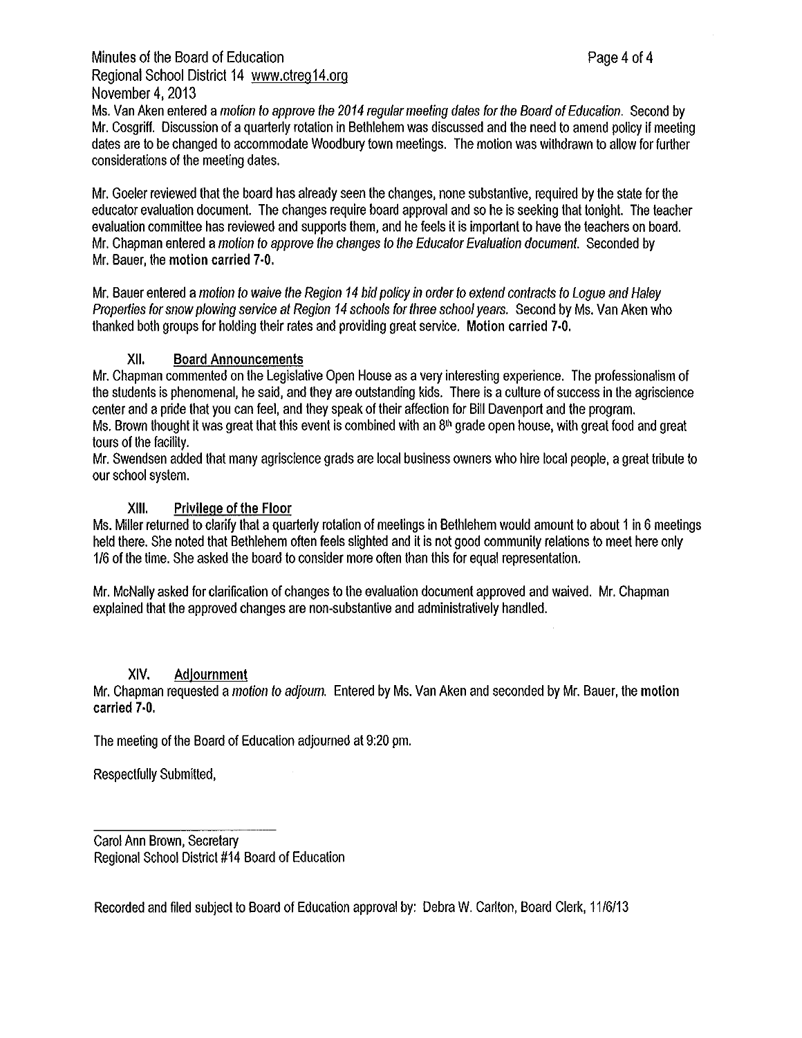Ms. Van Aken entered a *motion to approve the 2014 regular meeting dates for the Board of Education.* Second by Mr. Cosgriff. Discussion of a quarterly rotation in Bethlehem was discussed and the need to amend policy if meeting dates are to be changed to accommodate Woodbury town meetings. The motion was withdrawn to allow for further considerations of the meeting dates.

Mr. Goeler reviewed that the board has already seen the changes, none substantive, required by the state for the educator evaluation document. The changes require board approval and so he is seeking that tonight. The teacher evaluation committee has reviewed and supports them, and he feels it is important to have the teachers on board. Mr. Chapman entered a *motion to approve the changes to the Educator Evaluation document.* Seconded by Mr. Bauer, the **motion carried 7-0.**

Mr. Bauer entered a *motion to waive the Region 14 bid policy in order to extend contracts to Logue and Haley Properties for snow plowing service at Region 14 schools for three school years.* Second by Ms. Van Aken who thanked both groups for holding their rates and providing great service. **Motion carried 7-0.**

## XII. Board Announcements

Mr. Chapman commented on the Legislative Open House as a very interesting experience. The professionalism of the students is phenomenal, he said, and they are outstanding kids. There is a culture of success in the agriscience center and a pride that you can feel, and they speak of their affection for Bill Davenport and the program.
Ms. Brown thought it was great that this event is combined with an 8th grade open house, with great food and great tours of the facility.
Mr. Swendsen added that many agriscience grads are local business owners who hire local people, a great tribute to our school system.

## XIII. Privilege of the Floor

Ms. Miller returned to clarify that a quarterly rotation of meetings in Bethlehem would amount to about 1 in 6 meetings held there. She noted that Bethlehem often feels slighted and it is not good community relations to meet here only 1/6 of the time. She asked the board to consider more often than this for equal representation.

Mr. McNally asked for clarification of changes to the evaluation document approved and waived. Mr. Chapman explained that the approved changes are non-substantive and administratively handled.

## XIV. Adjournment

Mr. Chapman requested a *motion to adjourn.* Entered by Ms. Van Aken and seconded by Mr. Bauer, the **motion carried 7-0.**

The meeting of the Board of Education adjourned at 9:20 pm.

Respectfully Submitted,

Carol Ann Brown, Secretary
Regional School District #14 Board of Education

Recorded and filed subject to Board of Education approval by: Debra W. Carlton, Board Clerk, 11/6/13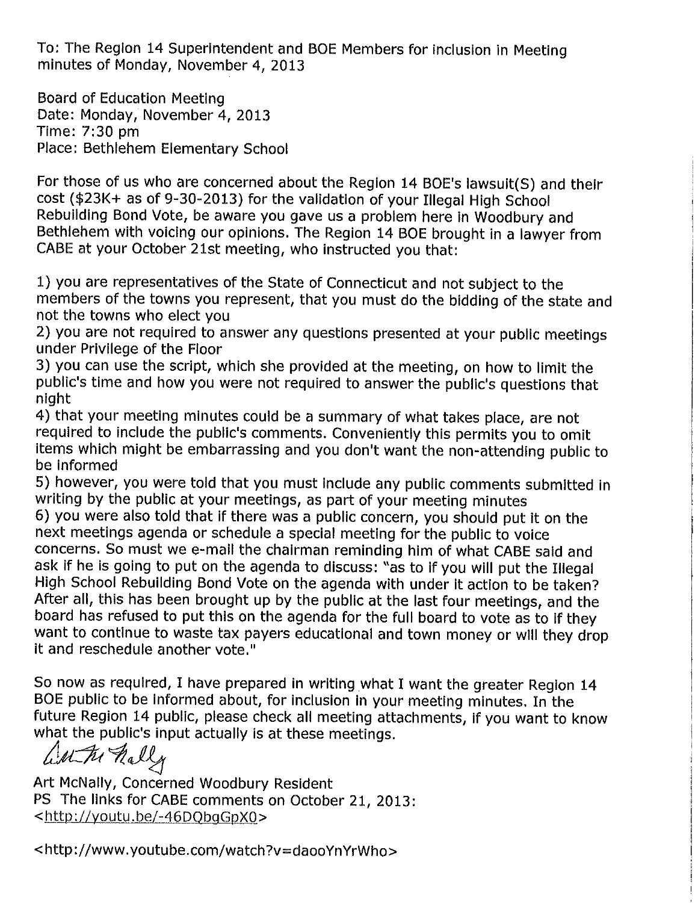To: The Region 14 Superintendent and BOE Members for inclusion in Meeting minutes of Monday, November 4, 2013

Board of Education Meeting
Date: Monday, November 4, 2013
Time: 7:30 pm
Place: Bethlehem Elementary School

For those of us who are concerned about the Region 14 BOE's lawsuit(S) and their cost ($23K+ as of 9-30-2013) for the validation of your Illegal High School Rebuilding Bond Vote, be aware you gave us a problem here in Woodbury and Bethlehem with voicing our opinions. The Region 14 BOE brought in a lawyer from CABE at your October 21st meeting, who instructed you that:

1) you are representatives of the State of Connecticut and not subject to the members of the towns you represent, that you must do the bidding of the state and not the towns who elect you
2) you are not required to answer any questions presented at your public meetings under Privilege of the Floor
3) you can use the script, which she provided at the meeting, on how to limit the public's time and how you were not required to answer the public's questions that night
4) that your meeting minutes could be a summary of what takes place, are not required to include the public's comments. Conveniently this permits you to omit items which might be embarrassing and you don't want the non-attending public to be informed
5) however, you were told that you must include any public comments submitted in writing by the public at your meetings, as part of your meeting minutes
6) you were also told that if there was a public concern, you should put it on the next meetings agenda or schedule a special meeting for the public to voice concerns. So must we e-mail the chairman reminding him of what CABE said and ask if he is going to put on the agenda to discuss: "as to if you will put the Illegal High School Rebuilding Bond Vote on the agenda with under it action to be taken? After all, this has been brought up by the public at the last four meetings, and the board has refused to put this on the agenda for the full board to vote as to if they want to continue to waste tax payers educational and town money or will they drop it and reschedule another vote."

So now as required, I have prepared in writing what I want the greater Region 14 BOE public to be informed about, for inclusion in your meeting minutes. In the future Region 14 public, please check all meeting attachments, if you want to know what the public's input actually is at these meetings.

Art McNally

Art McNally, Concerned Woodbury Resident
PS The links for CABE comments on October 21, 2013:
<http://youtu.be/-46DQbgGpX0>

<http://www.youtube.com/watch?v=daooYnYrWho>